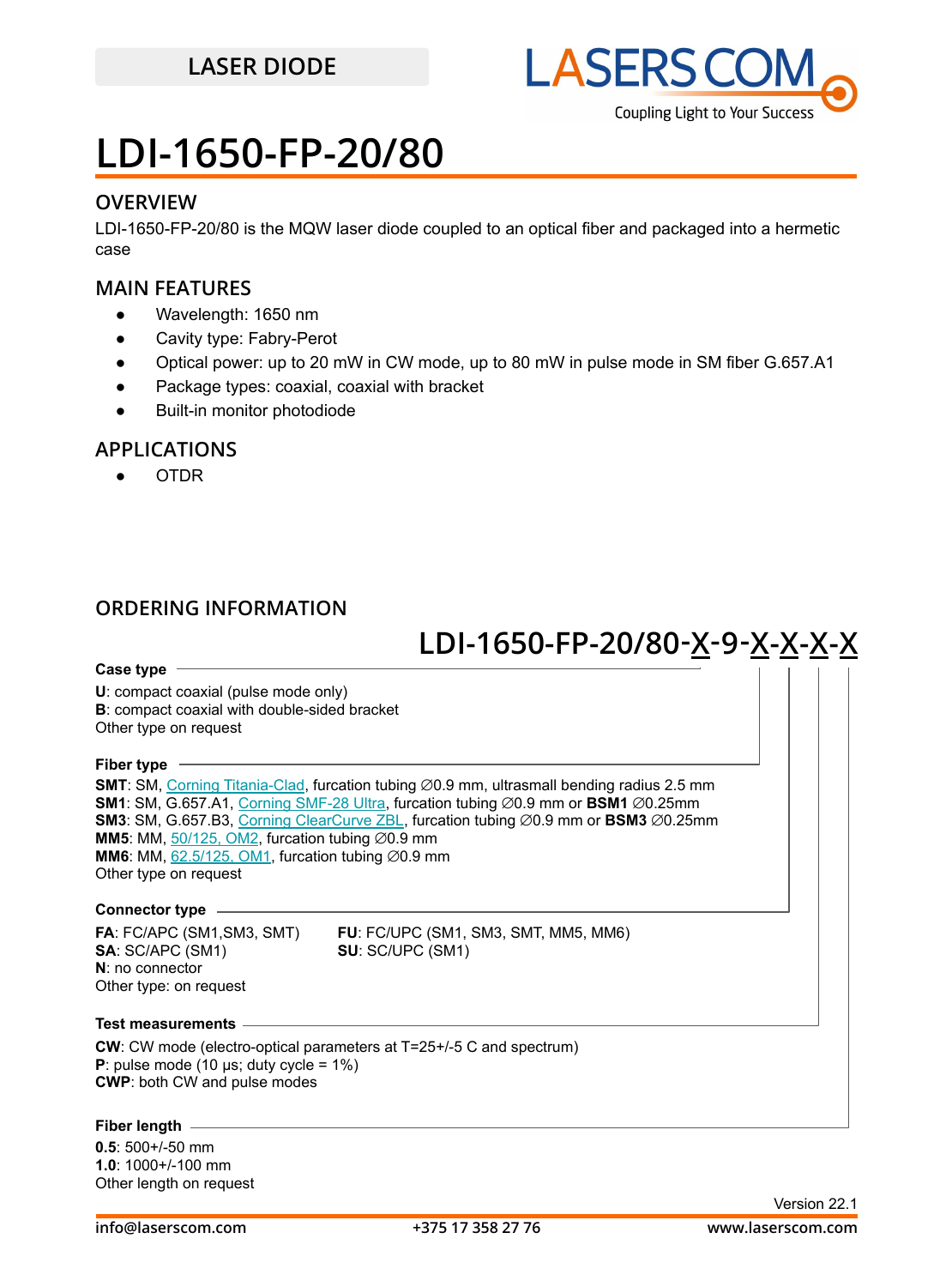LASER DIODE

# LDI-1650-FP-20/80

## OVERVIEW

LDI-1650-FP-20/80 is the MQW laser diode coupled to an optical fiber and packaged into a hermetic case

## MAIN FEATURES

- Wavelength: 1650 nm
- Cavity type: Fabry-Perot
- Optical power: up to 20 mW in CW mode, up to 80 mW in pulse mode in SM fiber G.657.A1
- Package types: coaxial, coaxial with bracket
- Built-in monitor photodiode

## APPLICATIONS

- OTDR

## ORDERING INFORMATION

### LDI-1650-FP-20/80-X-9-X-X-X-X

**Case type**

**U**: compact coaxial (pulse mode only)
**B**: compact coaxial with double-sided bracket
Other type on request

**Fiber type**

**SMT**: SM, Corning Titania-Clad, furcation tubing ∅0.9 mm, ultrasmall bending radius 2.5 mm
**SM1**: SM, G.657.A1, Corning SMF-28 Ultra, furcation tubing ∅0.9 mm or **BSM1** ∅0.25mm
**SM3**: SM, G.657.B3, Corning ClearCurve ZBL, furcation tubing ∅0.9 mm or **BSM3** ∅0.25mm
**MM5**: MM, 50/125, OM2, furcation tubing ∅0.9 mm
**MM6**: MM, 62.5/125, OM1, furcation tubing ∅0.9 mm
Other type on request

**Connector type**

**FA**: FC/APC (SM1,SM3, SMT)
**SA**: SC/APC (SM1)
**N**: no connector
Other type: on request
**FU**: FC/UPC (SM1, SM3, SMT, MM5, MM6)
**SU**: SC/UPC (SM1)

**Test measurements**

**CW**: CW mode (electro-optical parameters at T=25+/-5 C and spectrum)
**P**: pulse mode (10 μs; duty cycle = 1%)
**CWP**: both CW and pulse modes

**Fiber length**

**0.5**: 500+/-50 mm
**1.0**: 1000+/-100 mm
Other length on request

Version 22.1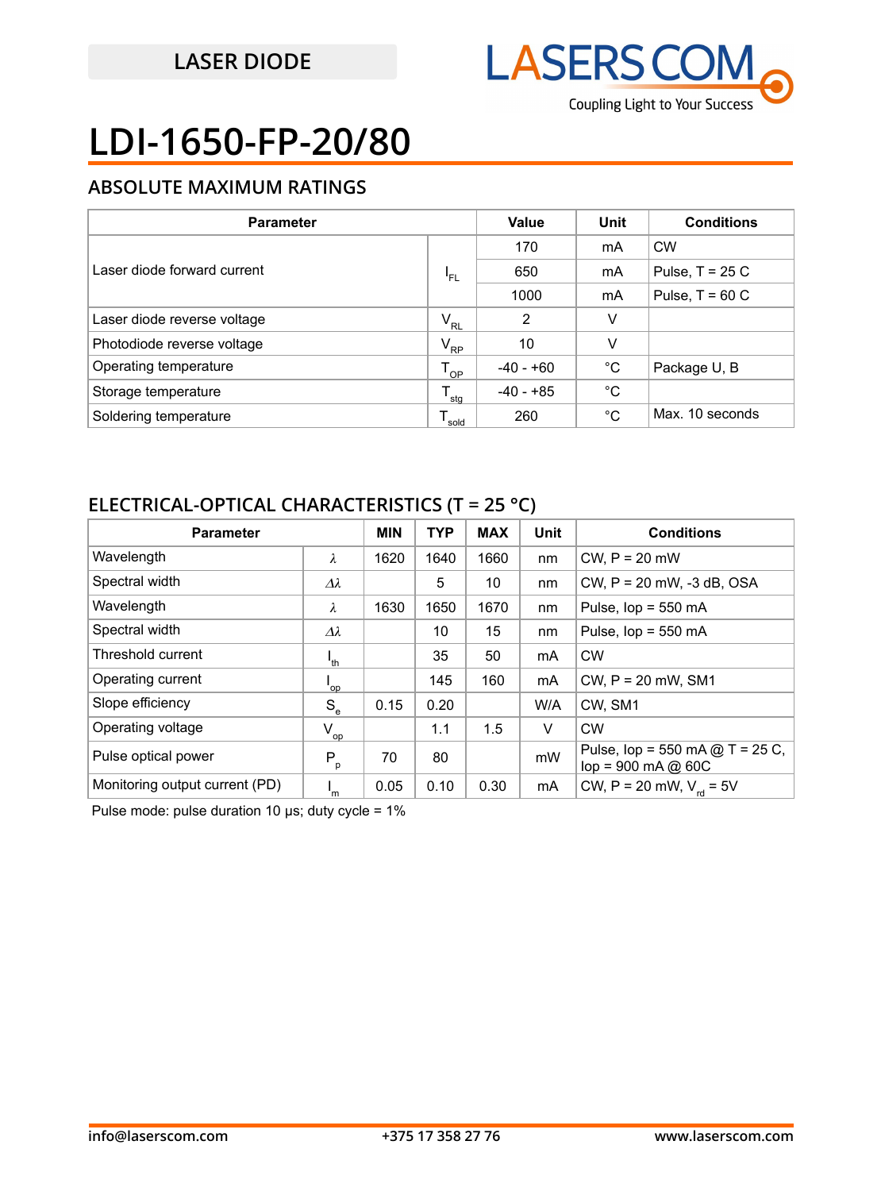LASER DIODE

# LDI-1650-FP-20/80

## ABSOLUTE MAXIMUM RATINGS

| Parameter | | Value | Unit | Conditions |
|---|---|---|---|---|
| Laser diode forward current | $I_{FL}$ | 170 | mA | CW |
| | | 650 | mA | Pulse, T = 25 C |
| | | 1000 | mA | Pulse, T = 60 C |
| Laser diode reverse voltage | $V_{RL}$ | 2 | V | |
| Photodiode reverse voltage | $V_{RP}$ | 10 | V | |
| Operating temperature | $T_{OP}$ | -40 - +60 | °C | Package U, B |
| Storage temperature | $T_{stg}$ | -40 - +85 | °C | |
| Soldering temperature | $T_{sold}$ | 260 | °C | Max. 10 seconds |

## ELECTRICAL-OPTICAL CHARACTERISTICS (T = 25 °C)

| Parameter | | MIN | TYP | MAX | Unit | Conditions |
|---|---|---|---|---|---|---|
| Wavelength | $\lambda$ | 1620 | 1640 | 1660 | nm | CW, P = 20 mW |
| Spectral width | $\Delta\lambda$ | | 5 | 10 | nm | CW, P = 20 mW, -3 dB, OSA |
| Wavelength | $\lambda$ | 1630 | 1650 | 1670 | nm | Pulse, Iop = 550 mA |
| Spectral width | $\Delta\lambda$ | | 10 | 15 | nm | Pulse, Iop = 550 mA |
| Threshold current | $I_{th}$ | | 35 | 50 | mA | CW |
| Operating current | $I_{op}$ | | 145 | 160 | mA | CW, P = 20 mW, SM1 |
| Slope efficiency | $S_e$ | 0.15 | 0.20 | | W/A | CW, SM1 |
| Operating voltage | $V_{op}$ | | 1.1 | 1.5 | V | CW |
| Pulse optical power | $P_p$ | 70 | 80 | | mW | Pulse, Iop = 550 mA @ T = 25 C, Iop = 900 mA @ 60C |
| Monitoring output current (PD) | $I_m$ | 0.05 | 0.10 | 0.30 | mA | CW, P = 20 mW, $V_{rd}$ = 5V |

Pulse mode: pulse duration 10 μs; duty cycle = 1%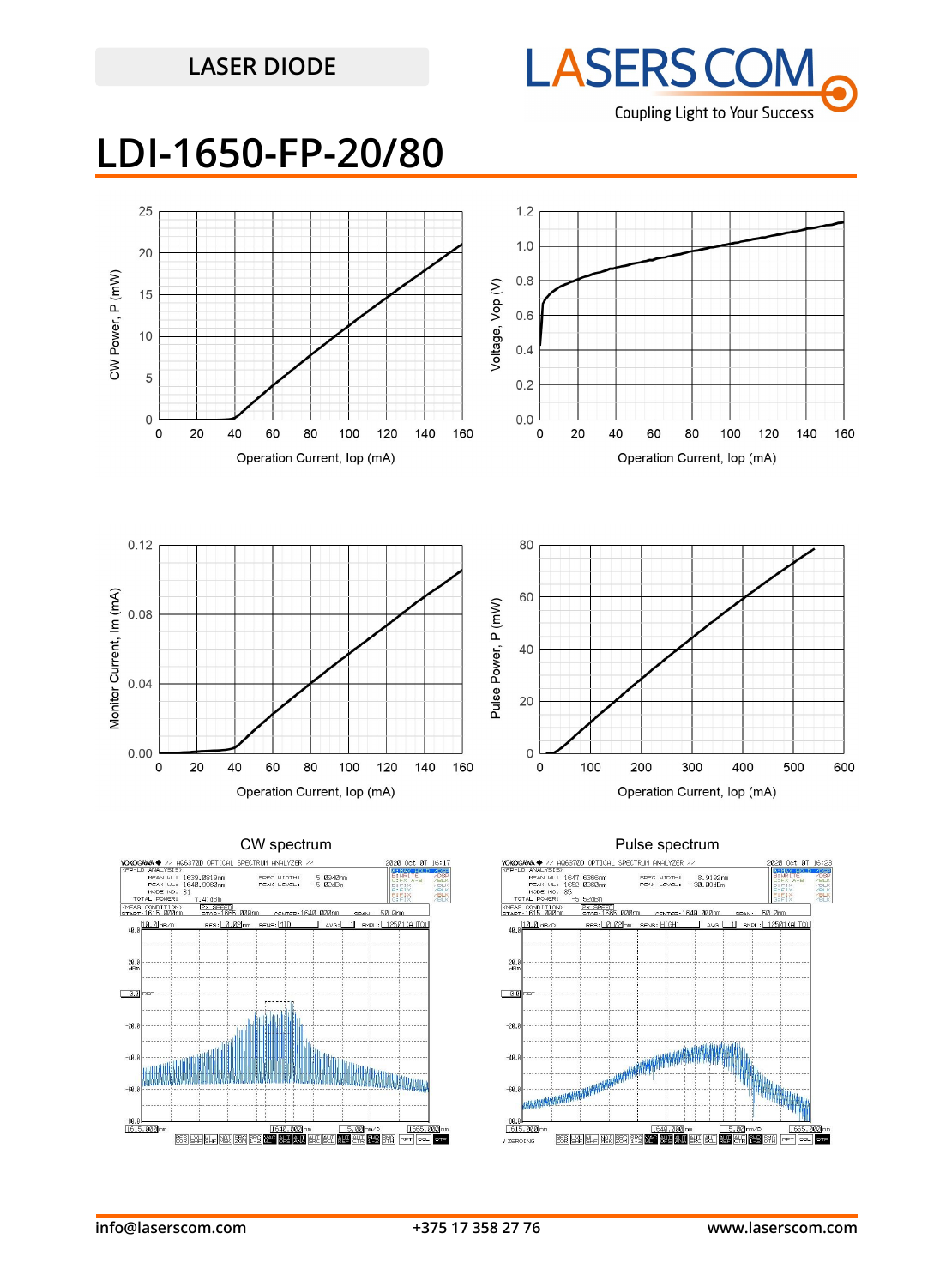LASER DIODE

# LDI-1650-FP-20/80

CW spectrum

Pulse spectrum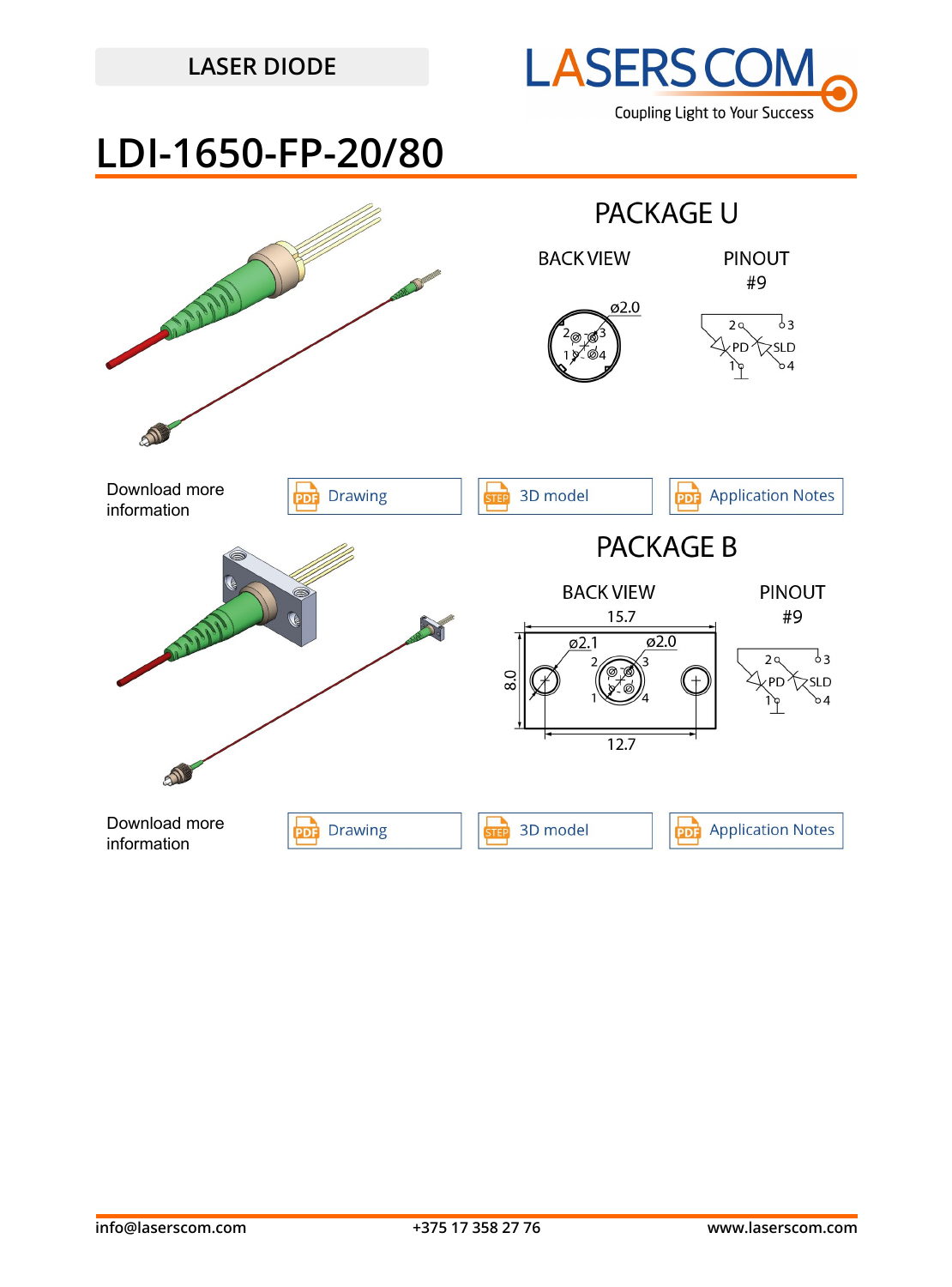LASER DIODE

# LDI-1650-FP-20/80

## PACKAGE U

BACK VIEW

ø2.0

PINOUT
#9

Download more information

Drawing | 3D model | Application Notes

## PACKAGE B

BACK VIEW

15.7

ø2.1 ø2.0

8.0

12.7

PINOUT
#9

Download more information

Drawing | 3D model | Application Notes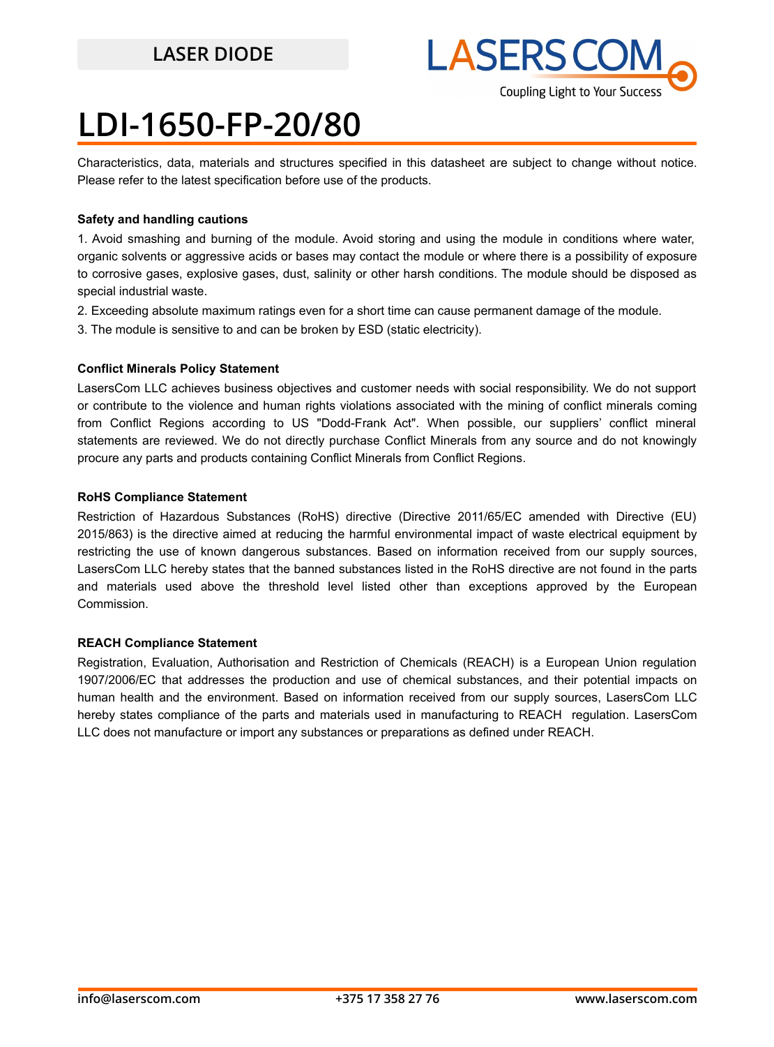LASER DIODE

# LDI-1650-FP-20/80

Characteristics, data, materials and structures specified in this datasheet are subject to change without notice. Please refer to the latest specification before use of the products.

**Safety and handling cautions**

1. Avoid smashing and burning of the module. Avoid storing and using the module in conditions where water, organic solvents or aggressive acids or bases may contact the module or where there is a possibility of exposure to corrosive gases, explosive gases, dust, salinity or other harsh conditions. The module should be disposed as special industrial waste.
2. Exceeding absolute maximum ratings even for a short time can cause permanent damage of the module.
3. The module is sensitive to and can be broken by ESD (static electricity).

**Conflict Minerals Policy Statement**

LasersCom LLC achieves business objectives and customer needs with social responsibility. We do not support or contribute to the violence and human rights violations associated with the mining of conflict minerals coming from Conflict Regions according to US "Dodd-Frank Act". When possible, our suppliers' conflict mineral statements are reviewed. We do not directly purchase Conflict Minerals from any source and do not knowingly procure any parts and products containing Conflict Minerals from Conflict Regions.

**RoHS Compliance Statement**

Restriction of Hazardous Substances (RoHS) directive (Directive 2011/65/EC amended with Directive (EU) 2015/863) is the directive aimed at reducing the harmful environmental impact of waste electrical equipment by restricting the use of known dangerous substances. Based on information received from our supply sources, LasersCom LLC hereby states that the banned substances listed in the RoHS directive are not found in the parts and materials used above the threshold level listed other than exceptions approved by the European Commission.

**REACH Compliance Statement**

Registration, Evaluation, Authorisation and Restriction of Chemicals (REACH) is a European Union regulation 1907/2006/EC that addresses the production and use of chemical substances, and their potential impacts on human health and the environment. Based on information received from our supply sources, LasersCom LLC hereby states compliance of the parts and materials used in manufacturing to REACH regulation. LasersCom LLC does not manufacture or import any substances or preparations as defined under REACH.